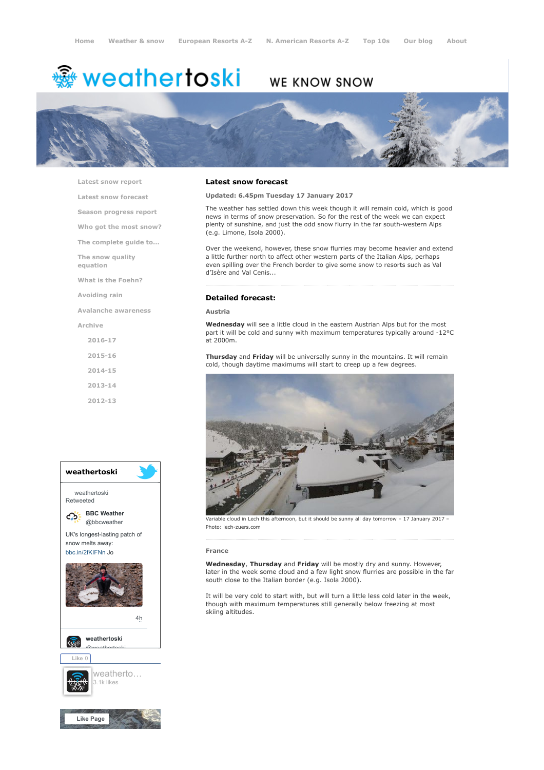Home Weather & snow European Resorts A-Z N. American Resorts A-Z Top 10s Our blog About

# weathertoski

WE KNOW SNOW

- Latest snow report
- Latest snow forecast
- Season progress report
- Who got the most snow?
- The complete guide to...
- The snow quality equation
- What is the Foehn?
- Avoiding rain
- Avalanche awareness
- Archive
  - 2016-17
  - 2015-16
  - 2014-15
  - 2013-14
  - 2012-13

## Latest snow forecast

**Updated: 6.45pm Tuesday 17 January 2017**

The weather has settled down this week though it will remain cold, which is good news in terms of snow preservation. So for the rest of the week we can expect plenty of sunshine, and just the odd snow flurry in the far south-western Alps (e.g. Limone, Isola 2000).

Over the weekend, however, these snow flurries may become heavier and extend a little further north to affect other western parts of the Italian Alps, perhaps even spilling over the French border to give some snow to resorts such as Val d'Isère and Val Cenis...

## Detailed forecast:

### Austria

**Wednesday** will see a little cloud in the eastern Austrian Alps but for the most part it will be cold and sunny with maximum temperatures typically around -12°C at 2000m.

**Thursday** and **Friday** will be universally sunny in the mountains. It will remain cold, though daytime maximums will start to creep up a few degrees.

Variable cloud in Lech this afternoon, but it should be sunny all day tomorrow – 17 January 2017 – Photo: lech-zuers.com

### France

**Wednesday**, **Thursday** and **Friday** will be mostly dry and sunny. However, later in the week some cloud and a few light snow flurries are possible in the far south close to the Italian border (e.g. Isola 2000).

It will be very cold to start with, but will turn a little less cold later in the week, though with maximum temperatures still generally below freezing at most skiing altitudes.

**weathertoski**

weathertoski Retweeted

**BBC Weather** @bbcweather

UK's longest-lasting patch of snow melts away: bbc.in/2fKIFNn Jo

4h

**weathertoski** @weathertoski

Like 0

weatherto... 3.1k likes

Like Page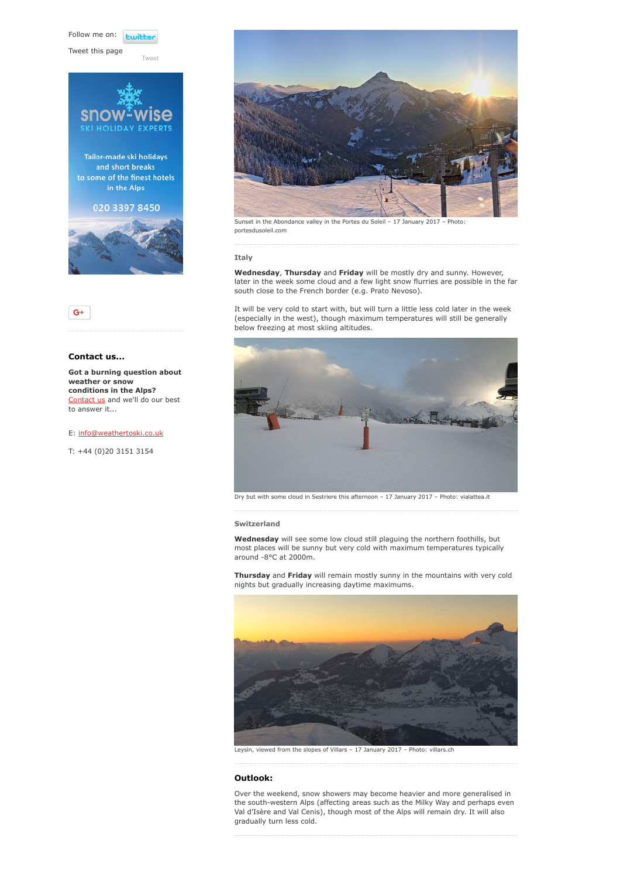Follow me on: twitter

Tweet this page

Tweet

snow-wise
SKI HOLIDAY EXPERTS

Tailor-made ski holidays and short breaks to some of the finest hotels in the Alps

020 3397 8450

G+

## Contact us...

**Got a burning question about weather or snow conditions in the Alps?** Contact us and we'll do our best to answer it...

E: info@weathertoski.co.uk

T: +44 (0)20 3151 3154

Sunset in the Abondance valley in the Portes du Soleil – 17 January 2017 – Photo: portesdusoleil.com

### Italy

**Wednesday**, **Thursday** and **Friday** will be mostly dry and sunny. However, later in the week some cloud and a few light snow flurries are possible in the far south close to the French border (e.g. Prato Nevoso).

It will be very cold to start with, but will turn a little less cold later in the week (especially in the west), though maximum temperatures will still be generally below freezing at most skiing altitudes.

Dry but with some cloud in Sestriere this afternoon – 17 January 2017 – Photo: vialattea.it

### Switzerland

**Wednesday** will see some low cloud still plaguing the northern foothills, but most places will be sunny but very cold with maximum temperatures typically around -8°C at 2000m.

**Thursday** and **Friday** will remain mostly sunny in the mountains with very cold nights but gradually increasing daytime maximums.

Leysin, viewed from the slopes of Villars – 17 January 2017 – Photo: villars.ch

## Outlook:

Over the weekend, snow showers may become heavier and more generalised in the south-western Alps (affecting areas such as the Milky Way and perhaps even Val d'Isère and Val Cenis), though most of the Alps will remain dry. It will also gradually turn less cold.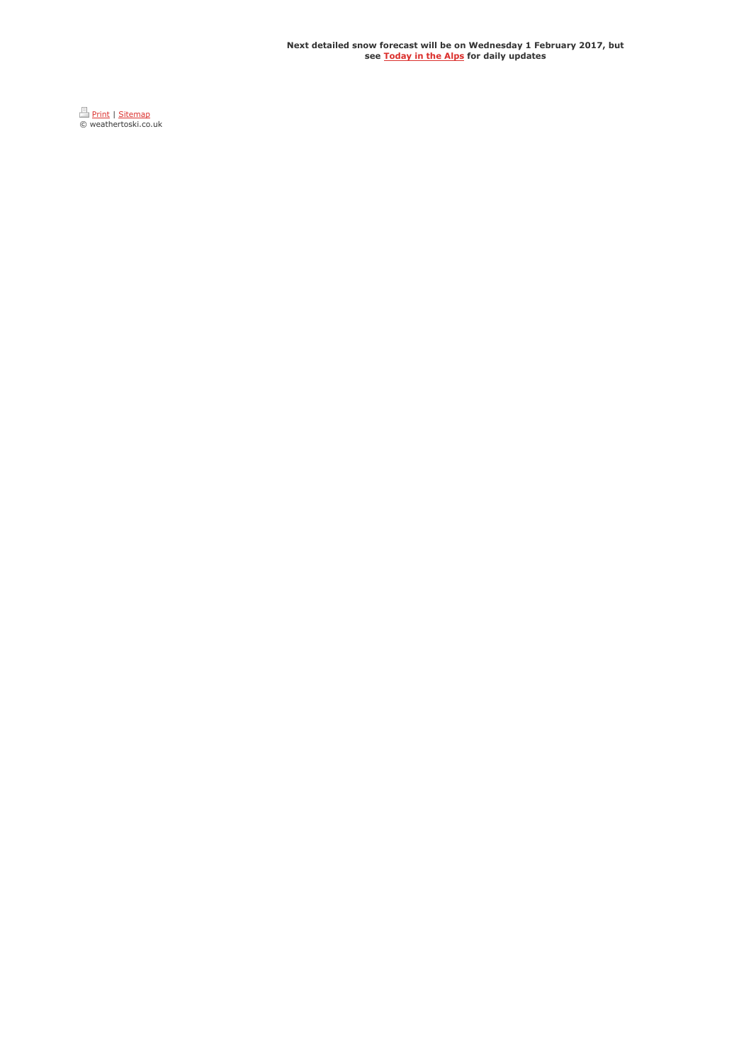**Next detailed snow forecast will be on Wednesday 1 February 2017, but see Today in the Alps for daily updates**

Print | Sitemap
© weathertoski.co.uk